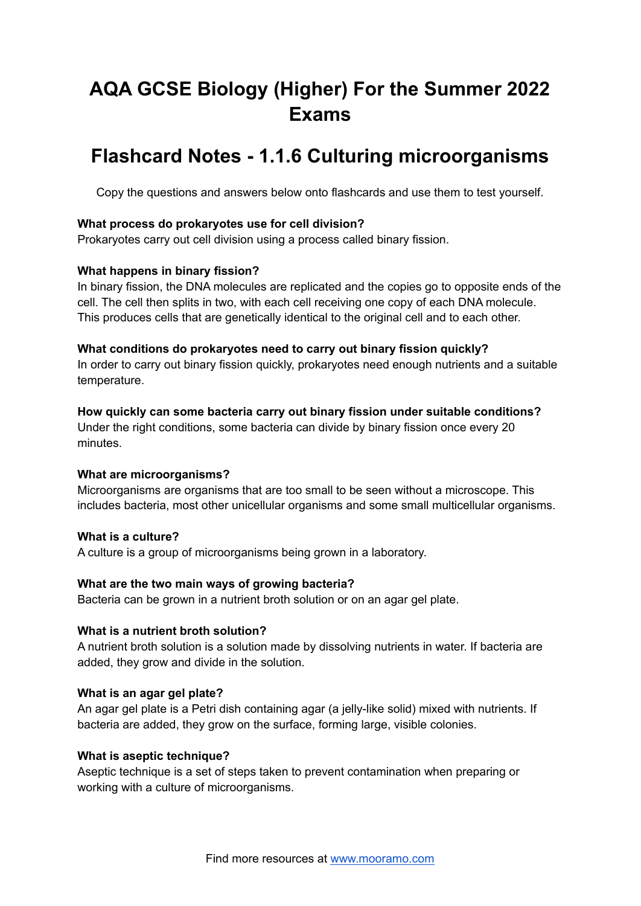# AQA GCSE Biology (Higher) For the Summer 2022 Exams

## Flashcard Notes - 1.1.6 Culturing microorganisms

Copy the questions and answers below onto flashcards and use them to test yourself.

**What process do prokaryotes use for cell division?**
Prokaryotes carry out cell division using a process called binary fission.

**What happens in binary fission?**
In binary fission, the DNA molecules are replicated and the copies go to opposite ends of the cell. The cell then splits in two, with each cell receiving one copy of each DNA molecule. This produces cells that are genetically identical to the original cell and to each other.

**What conditions do prokaryotes need to carry out binary fission quickly?**
In order to carry out binary fission quickly, prokaryotes need enough nutrients and a suitable temperature.

**How quickly can some bacteria carry out binary fission under suitable conditions?**
Under the right conditions, some bacteria can divide by binary fission once every 20 minutes.

**What are microorganisms?**
Microorganisms are organisms that are too small to be seen without a microscope. This includes bacteria, most other unicellular organisms and some small multicellular organisms.

**What is a culture?**
A culture is a group of microorganisms being grown in a laboratory.

**What are the two main ways of growing bacteria?**
Bacteria can be grown in a nutrient broth solution or on an agar gel plate.

**What is a nutrient broth solution?**
A nutrient broth solution is a solution made by dissolving nutrients in water. If bacteria are added, they grow and divide in the solution.

**What is an agar gel plate?**
An agar gel plate is a Petri dish containing agar (a jelly-like solid) mixed with nutrients. If bacteria are added, they grow on the surface, forming large, visible colonies.

**What is aseptic technique?**
Aseptic technique is a set of steps taken to prevent contamination when preparing or working with a culture of microorganisms.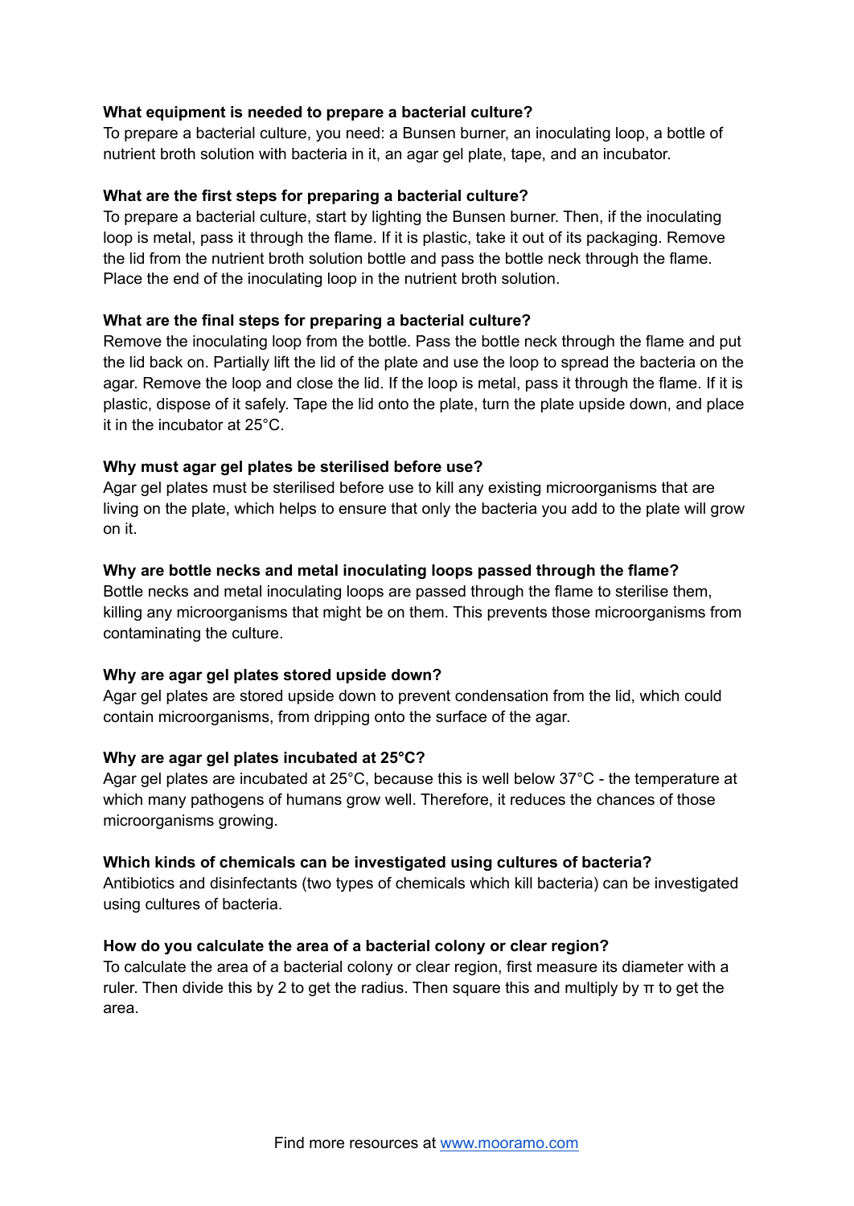**What equipment is needed to prepare a bacterial culture?**
To prepare a bacterial culture, you need: a Bunsen burner, an inoculating loop, a bottle of nutrient broth solution with bacteria in it, an agar gel plate, tape, and an incubator.

**What are the first steps for preparing a bacterial culture?**
To prepare a bacterial culture, start by lighting the Bunsen burner. Then, if the inoculating loop is metal, pass it through the flame. If it is plastic, take it out of its packaging. Remove the lid from the nutrient broth solution bottle and pass the bottle neck through the flame. Place the end of the inoculating loop in the nutrient broth solution.

**What are the final steps for preparing a bacterial culture?**
Remove the inoculating loop from the bottle. Pass the bottle neck through the flame and put the lid back on. Partially lift the lid of the plate and use the loop to spread the bacteria on the agar. Remove the loop and close the lid. If the loop is metal, pass it through the flame. If it is plastic, dispose of it safely. Tape the lid onto the plate, turn the plate upside down, and place it in the incubator at 25°C.

**Why must agar gel plates be sterilised before use?**
Agar gel plates must be sterilised before use to kill any existing microorganisms that are living on the plate, which helps to ensure that only the bacteria you add to the plate will grow on it.

**Why are bottle necks and metal inoculating loops passed through the flame?**
Bottle necks and metal inoculating loops are passed through the flame to sterilise them, killing any microorganisms that might be on them. This prevents those microorganisms from contaminating the culture.

**Why are agar gel plates stored upside down?**
Agar gel plates are stored upside down to prevent condensation from the lid, which could contain microorganisms, from dripping onto the surface of the agar.

**Why are agar gel plates incubated at 25°C?**
Agar gel plates are incubated at 25°C, because this is well below 37°C - the temperature at which many pathogens of humans grow well. Therefore, it reduces the chances of those microorganisms growing.

**Which kinds of chemicals can be investigated using cultures of bacteria?**
Antibiotics and disinfectants (two types of chemicals which kill bacteria) can be investigated using cultures of bacteria.

**How do you calculate the area of a bacterial colony or clear region?**
To calculate the area of a bacterial colony or clear region, first measure its diameter with a ruler. Then divide this by 2 to get the radius. Then square this and multiply by $\pi$ to get the area.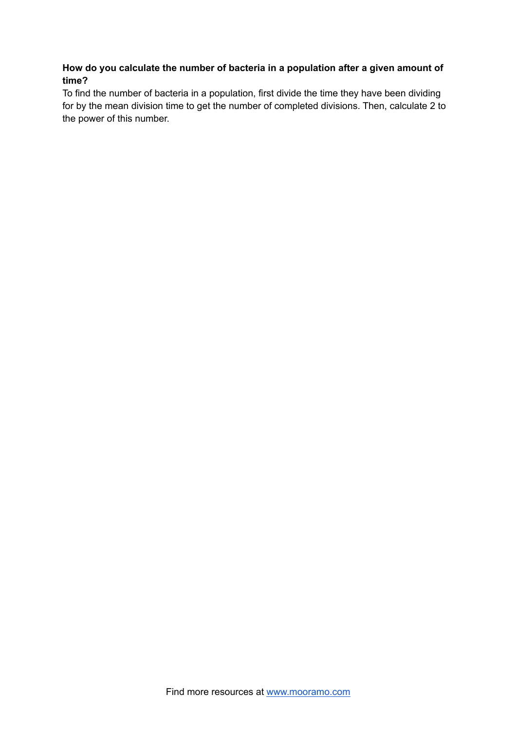**How do you calculate the number of bacteria in a population after a given amount of time?**

To find the number of bacteria in a population, first divide the time they have been dividing for by the mean division time to get the number of completed divisions. Then, calculate 2 to the power of this number.

Find more resources at [www.mooramo.com](http://www.mooramo.com)